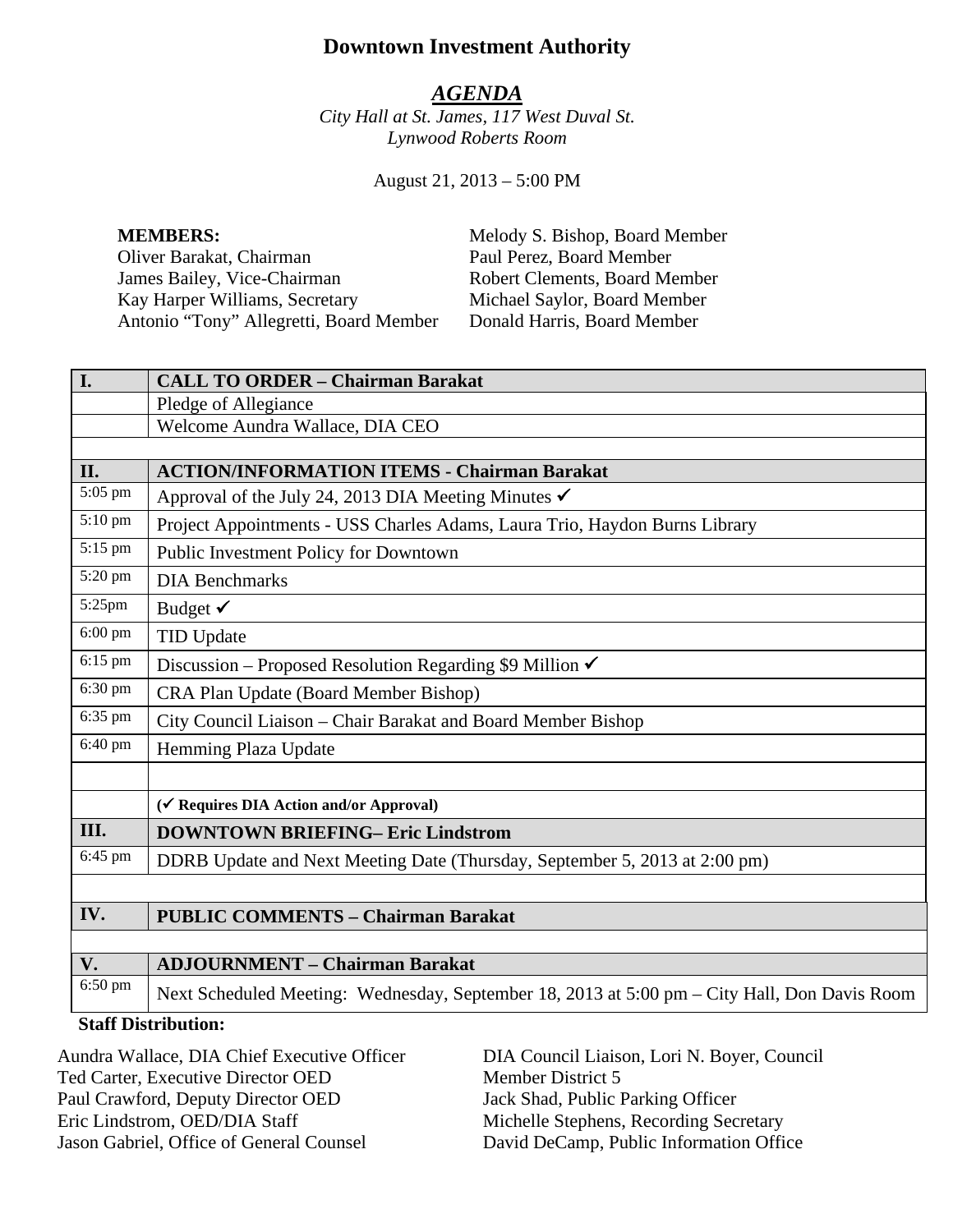# Downtown Investment Authority

## ***AGENDA***

*City Hall at St. James, 117 West Duval St.*
*Lynwood Roberts Room*

August 21, 2013 – 5:00 PM

**MEMBERS:**

Oliver Barakat, Chairman
James Bailey, Vice-Chairman
Kay Harper Williams, Secretary
Antonio "Tony" Allegretti, Board Member
Melody S. Bishop, Board Member
Paul Perez, Board Member
Robert Clements, Board Member
Michael Saylor, Board Member
Donald Harris, Board Member

| | |
|---|---|
| **I.** | **CALL TO ORDER – Chairman Barakat** |
| | Pledge of Allegiance |
| | Welcome Aundra Wallace, DIA CEO |
| | |
| **II.** | **ACTION/INFORMATION ITEMS - Chairman Barakat** |
| 5:05 pm | Approval of the July 24, 2013 DIA Meeting Minutes ✓ |
| 5:10 pm | Project Appointments - USS Charles Adams, Laura Trio, Haydon Burns Library |
| 5:15 pm | Public Investment Policy for Downtown |
| 5:20 pm | DIA Benchmarks |
| 5:25pm | Budget ✓ |
| 6:00 pm | TID Update |
| 6:15 pm | Discussion – Proposed Resolution Regarding $9 Million ✓ |
| 6:30 pm | CRA Plan Update (Board Member Bishop) |
| 6:35 pm | City Council Liaison – Chair Barakat and Board Member Bishop |
| 6:40 pm | Hemming Plaza Update |
| | |
| | **(✓ Requires DIA Action and/or Approval)** |
| **III.** | **DOWNTOWN BRIEFING– Eric Lindstrom** |
| 6:45 pm | DDRB Update and Next Meeting Date (Thursday, September 5, 2013 at 2:00 pm) |
| | |
| **IV.** | **PUBLIC COMMENTS – Chairman Barakat** |
| | |
| **V.** | **ADJOURNMENT – Chairman Barakat** |
| 6:50 pm | Next Scheduled Meeting: Wednesday, September 18, 2013 at 5:00 pm – City Hall, Don Davis Room |

**Staff Distribution:**

Aundra Wallace, DIA Chief Executive Officer
Ted Carter, Executive Director OED
Paul Crawford, Deputy Director OED
Eric Lindstrom, OED/DIA Staff
Jason Gabriel, Office of General Counsel
DIA Council Liaison, Lori N. Boyer, Council Member District 5
Jack Shad, Public Parking Officer
Michelle Stephens, Recording Secretary
David DeCamp, Public Information Office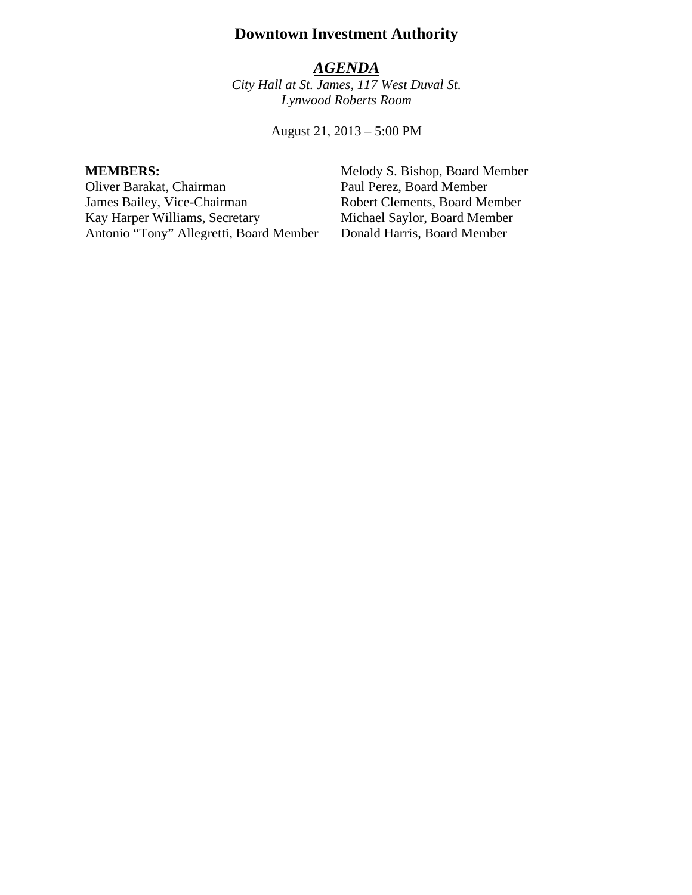# Downtown Investment Authority

## ***AGENDA***

*City Hall at St. James, 117 West Duval St.*
*Lynwood Roberts Room*

August 21, 2013 – 5:00 PM

**MEMBERS:**

Oliver Barakat, Chairman
James Bailey, Vice-Chairman
Kay Harper Williams, Secretary
Antonio "Tony" Allegretti, Board Member
Melody S. Bishop, Board Member
Paul Perez, Board Member
Robert Clements, Board Member
Michael Saylor, Board Member
Donald Harris, Board Member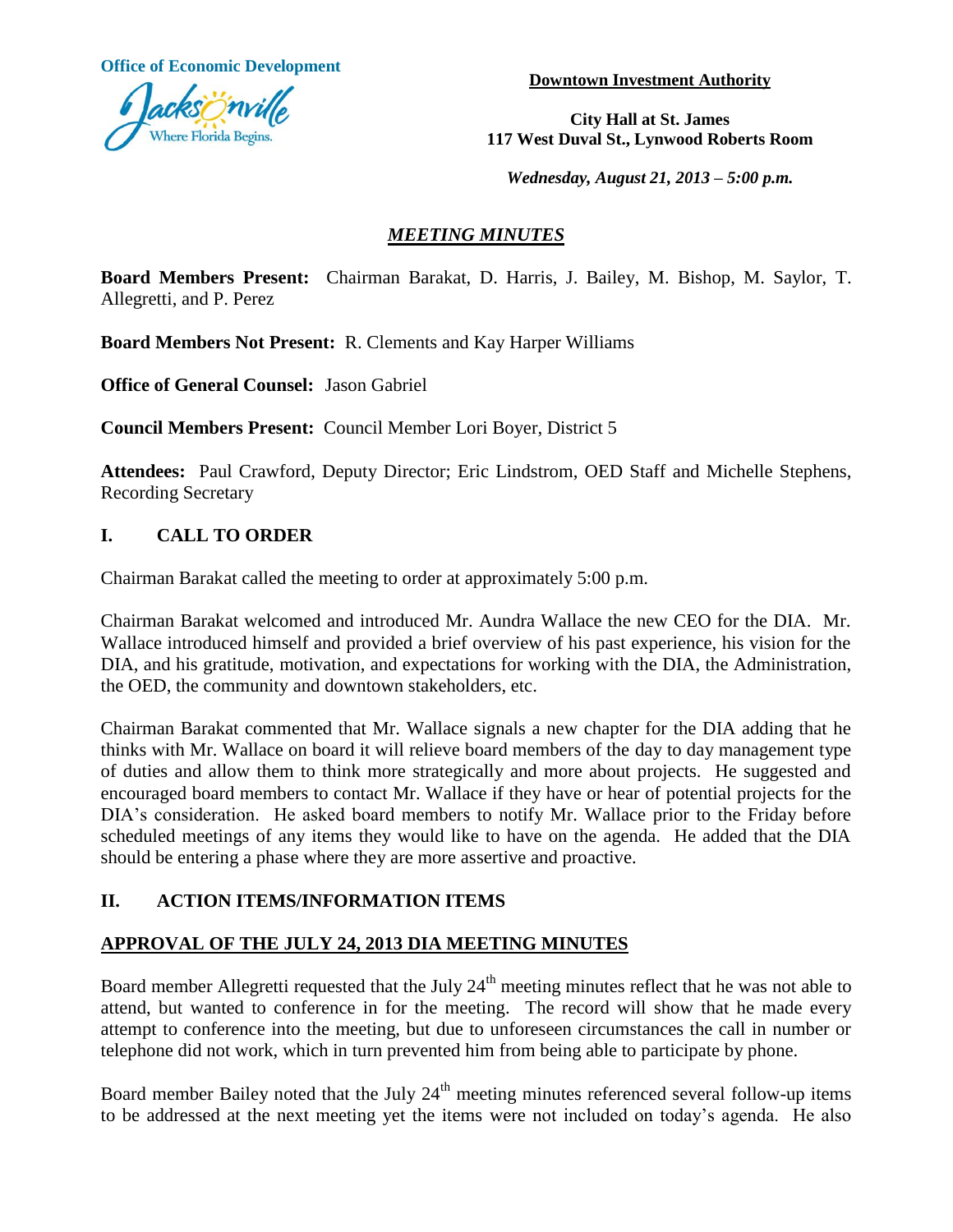**Office of Economic Development**

**Downtown Investment Authority**

**City Hall at St. James**
**117 West Duval St., Lynwood Roberts Room**

***Wednesday, August 21, 2013 – 5:00 p.m.***

# *MEETING MINUTES*

**Board Members Present:** Chairman Barakat, D. Harris, J. Bailey, M. Bishop, M. Saylor, T. Allegretti, and P. Perez

**Board Members Not Present:** R. Clements and Kay Harper Williams

**Office of General Counsel:** Jason Gabriel

**Council Members Present:** Council Member Lori Boyer, District 5

**Attendees:** Paul Crawford, Deputy Director; Eric Lindstrom, OED Staff and Michelle Stephens, Recording Secretary

## I. CALL TO ORDER

Chairman Barakat called the meeting to order at approximately 5:00 p.m.

Chairman Barakat welcomed and introduced Mr. Aundra Wallace the new CEO for the DIA. Mr. Wallace introduced himself and provided a brief overview of his past experience, his vision for the DIA, and his gratitude, motivation, and expectations for working with the DIA, the Administration, the OED, the community and downtown stakeholders, etc.

Chairman Barakat commented that Mr. Wallace signals a new chapter for the DIA adding that he thinks with Mr. Wallace on board it will relieve board members of the day to day management type of duties and allow them to think more strategically and more about projects. He suggested and encouraged board members to contact Mr. Wallace if they have or hear of potential projects for the DIA's consideration. He asked board members to notify Mr. Wallace prior to the Friday before scheduled meetings of any items they would like to have on the agenda. He added that the DIA should be entering a phase where they are more assertive and proactive.

## II. ACTION ITEMS/INFORMATION ITEMS

### APPROVAL OF THE JULY 24, 2013 DIA MEETING MINUTES

Board member Allegretti requested that the July 24th meeting minutes reflect that he was not able to attend, but wanted to conference in for the meeting. The record will show that he made every attempt to conference into the meeting, but due to unforeseen circumstances the call in number or telephone did not work, which in turn prevented him from being able to participate by phone.

Board member Bailey noted that the July 24th meeting minutes referenced several follow-up items to be addressed at the next meeting yet the items were not included on today's agenda. He also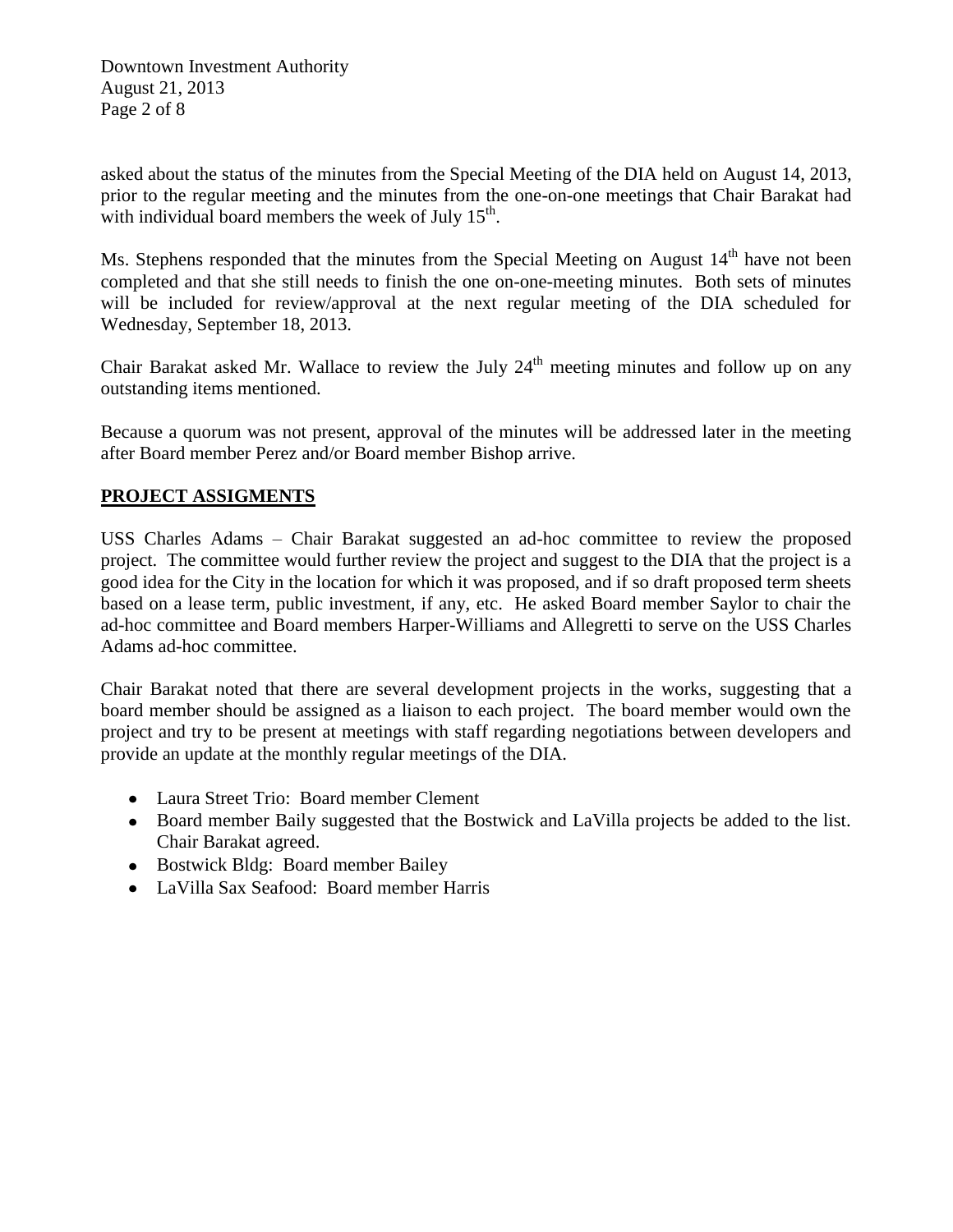asked about the status of the minutes from the Special Meeting of the DIA held on August 14, 2013, prior to the regular meeting and the minutes from the one-on-one meetings that Chair Barakat had with individual board members the week of July 15th.

Ms. Stephens responded that the minutes from the Special Meeting on August 14th have not been completed and that she still needs to finish the one on-one-meeting minutes. Both sets of minutes will be included for review/approval at the next regular meeting of the DIA scheduled for Wednesday, September 18, 2013.

Chair Barakat asked Mr. Wallace to review the July 24th meeting minutes and follow up on any outstanding items mentioned.

Because a quorum was not present, approval of the minutes will be addressed later in the meeting after Board member Perez and/or Board member Bishop arrive.

## PROJECT ASSIGMENTS

USS Charles Adams – Chair Barakat suggested an ad-hoc committee to review the proposed project. The committee would further review the project and suggest to the DIA that the project is a good idea for the City in the location for which it was proposed, and if so draft proposed term sheets based on a lease term, public investment, if any, etc. He asked Board member Saylor to chair the ad-hoc committee and Board members Harper-Williams and Allegretti to serve on the USS Charles Adams ad-hoc committee.

Chair Barakat noted that there are several development projects in the works, suggesting that a board member should be assigned as a liaison to each project. The board member would own the project and try to be present at meetings with staff regarding negotiations between developers and provide an update at the monthly regular meetings of the DIA.

- Laura Street Trio: Board member Clement
- Board member Baily suggested that the Bostwick and LaVilla projects be added to the list. Chair Barakat agreed.
- Bostwick Bldg: Board member Bailey
- LaVilla Sax Seafood: Board member Harris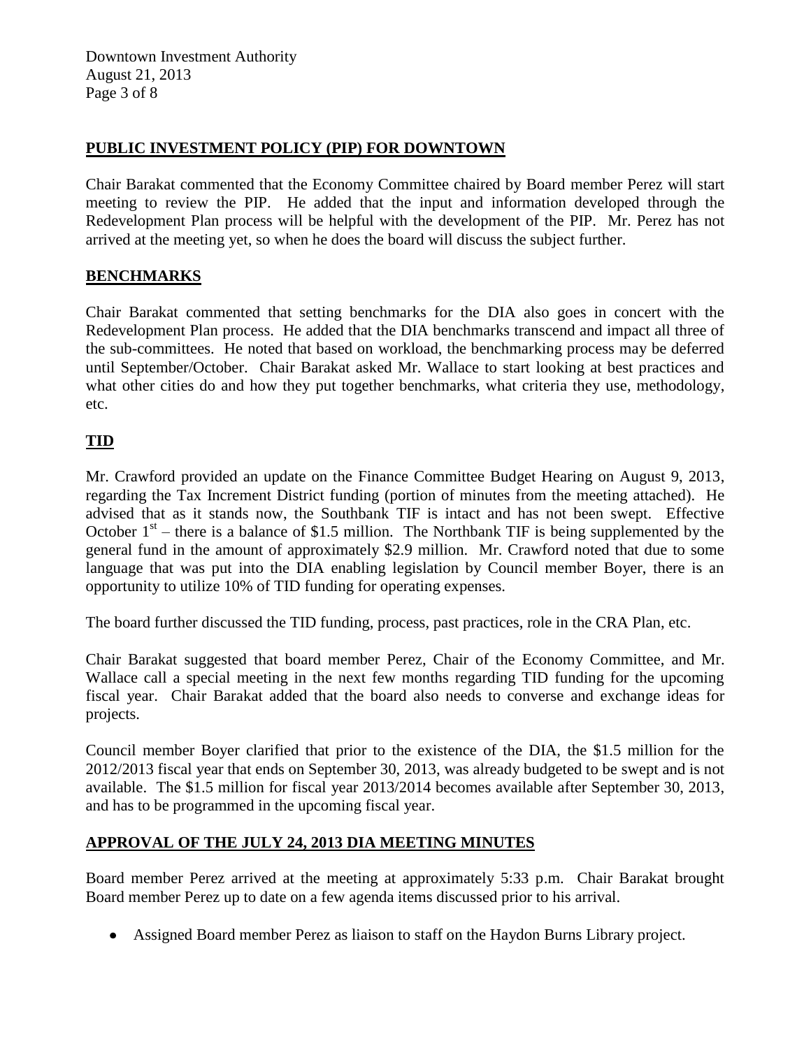## PUBLIC INVESTMENT POLICY (PIP) FOR DOWNTOWN

Chair Barakat commented that the Economy Committee chaired by Board member Perez will start meeting to review the PIP. He added that the input and information developed through the Redevelopment Plan process will be helpful with the development of the PIP. Mr. Perez has not arrived at the meeting yet, so when he does the board will discuss the subject further.

## BENCHMARKS

Chair Barakat commented that setting benchmarks for the DIA also goes in concert with the Redevelopment Plan process. He added that the DIA benchmarks transcend and impact all three of the sub-committees. He noted that based on workload, the benchmarking process may be deferred until September/October. Chair Barakat asked Mr. Wallace to start looking at best practices and what other cities do and how they put together benchmarks, what criteria they use, methodology, etc.

## TID

Mr. Crawford provided an update on the Finance Committee Budget Hearing on August 9, 2013, regarding the Tax Increment District funding (portion of minutes from the meeting attached). He advised that as it stands now, the Southbank TIF is intact and has not been swept. Effective October 1st – there is a balance of $1.5 million. The Northbank TIF is being supplemented by the general fund in the amount of approximately $2.9 million. Mr. Crawford noted that due to some language that was put into the DIA enabling legislation by Council member Boyer, there is an opportunity to utilize 10% of TID funding for operating expenses.

The board further discussed the TID funding, process, past practices, role in the CRA Plan, etc.

Chair Barakat suggested that board member Perez, Chair of the Economy Committee, and Mr. Wallace call a special meeting in the next few months regarding TID funding for the upcoming fiscal year. Chair Barakat added that the board also needs to converse and exchange ideas for projects.

Council member Boyer clarified that prior to the existence of the DIA, the $1.5 million for the 2012/2013 fiscal year that ends on September 30, 2013, was already budgeted to be swept and is not available. The $1.5 million for fiscal year 2013/2014 becomes available after September 30, 2013, and has to be programmed in the upcoming fiscal year.

## APPROVAL OF THE JULY 24, 2013 DIA MEETING MINUTES

Board member Perez arrived at the meeting at approximately 5:33 p.m. Chair Barakat brought Board member Perez up to date on a few agenda items discussed prior to his arrival.

- Assigned Board member Perez as liaison to staff on the Haydon Burns Library project.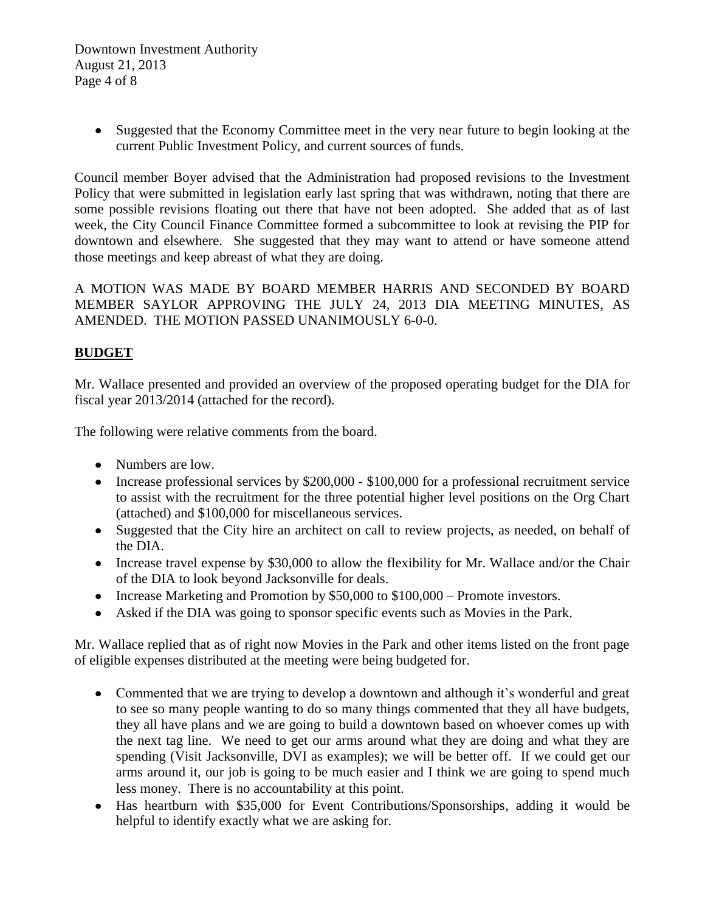- Suggested that the Economy Committee meet in the very near future to begin looking at the current Public Investment Policy, and current sources of funds.

Council member Boyer advised that the Administration had proposed revisions to the Investment Policy that were submitted in legislation early last spring that was withdrawn, noting that there are some possible revisions floating out there that have not been adopted. She added that as of last week, the City Council Finance Committee formed a subcommittee to look at revising the PIP for downtown and elsewhere. She suggested that they may want to attend or have someone attend those meetings and keep abreast of what they are doing.

A MOTION WAS MADE BY BOARD MEMBER HARRIS AND SECONDED BY BOARD MEMBER SAYLOR APPROVING THE JULY 24, 2013 DIA MEETING MINUTES, AS AMENDED. THE MOTION PASSED UNANIMOUSLY 6-0-0.

## BUDGET

Mr. Wallace presented and provided an overview of the proposed operating budget for the DIA for fiscal year 2013/2014 (attached for the record).

The following were relative comments from the board.

- Numbers are low.
- Increase professional services by $200,000 - $100,000 for a professional recruitment service to assist with the recruitment for the three potential higher level positions on the Org Chart (attached) and $100,000 for miscellaneous services.
- Suggested that the City hire an architect on call to review projects, as needed, on behalf of the DIA.
- Increase travel expense by $30,000 to allow the flexibility for Mr. Wallace and/or the Chair of the DIA to look beyond Jacksonville for deals.
- Increase Marketing and Promotion by $50,000 to $100,000 – Promote investors.
- Asked if the DIA was going to sponsor specific events such as Movies in the Park.

Mr. Wallace replied that as of right now Movies in the Park and other items listed on the front page of eligible expenses distributed at the meeting were being budgeted for.

- Commented that we are trying to develop a downtown and although it's wonderful and great to see so many people wanting to do so many things commented that they all have budgets, they all have plans and we are going to build a downtown based on whoever comes up with the next tag line. We need to get our arms around what they are doing and what they are spending (Visit Jacksonville, DVI as examples); we will be better off. If we could get our arms around it, our job is going to be much easier and I think we are going to spend much less money. There is no accountability at this point.
- Has heartburn with $35,000 for Event Contributions/Sponsorships, adding it would be helpful to identify exactly what we are asking for.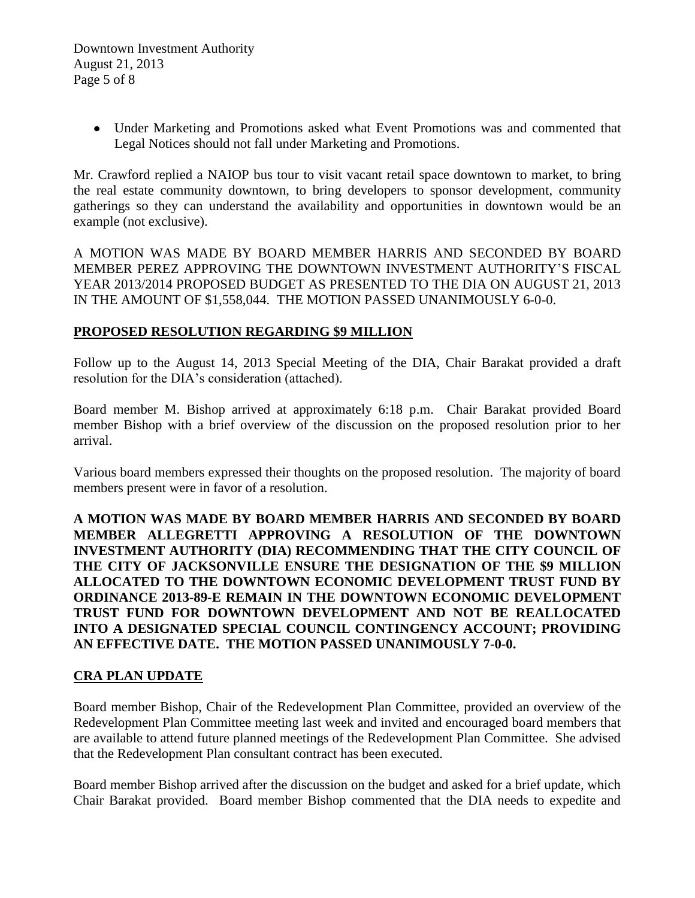- Under Marketing and Promotions asked what Event Promotions was and commented that Legal Notices should not fall under Marketing and Promotions.

Mr. Crawford replied a NAIOP bus tour to visit vacant retail space downtown to market, to bring the real estate community downtown, to bring developers to sponsor development, community gatherings so they can understand the availability and opportunities in downtown would be an example (not exclusive).

A MOTION WAS MADE BY BOARD MEMBER HARRIS AND SECONDED BY BOARD MEMBER PEREZ APPROVING THE DOWNTOWN INVESTMENT AUTHORITY'S FISCAL YEAR 2013/2014 PROPOSED BUDGET AS PRESENTED TO THE DIA ON AUGUST 21, 2013 IN THE AMOUNT OF $1,558,044. THE MOTION PASSED UNANIMOUSLY 6-0-0.

## PROPOSED RESOLUTION REGARDING $9 MILLION

Follow up to the August 14, 2013 Special Meeting of the DIA, Chair Barakat provided a draft resolution for the DIA's consideration (attached).

Board member M. Bishop arrived at approximately 6:18 p.m. Chair Barakat provided Board member Bishop with a brief overview of the discussion on the proposed resolution prior to her arrival.

Various board members expressed their thoughts on the proposed resolution. The majority of board members present were in favor of a resolution.

**A MOTION WAS MADE BY BOARD MEMBER HARRIS AND SECONDED BY BOARD MEMBER ALLEGRETTI APPROVING A RESOLUTION OF THE DOWNTOWN INVESTMENT AUTHORITY (DIA) RECOMMENDING THAT THE CITY COUNCIL OF THE CITY OF JACKSONVILLE ENSURE THE DESIGNATION OF THE $9 MILLION ALLOCATED TO THE DOWNTOWN ECONOMIC DEVELOPMENT TRUST FUND BY ORDINANCE 2013-89-E REMAIN IN THE DOWNTOWN ECONOMIC DEVELOPMENT TRUST FUND FOR DOWNTOWN DEVELOPMENT AND NOT BE REALLOCATED INTO A DESIGNATED SPECIAL COUNCIL CONTINGENCY ACCOUNT; PROVIDING AN EFFECTIVE DATE. THE MOTION PASSED UNANIMOUSLY 7-0-0.**

## CRA PLAN UPDATE

Board member Bishop, Chair of the Redevelopment Plan Committee, provided an overview of the Redevelopment Plan Committee meeting last week and invited and encouraged board members that are available to attend future planned meetings of the Redevelopment Plan Committee. She advised that the Redevelopment Plan consultant contract has been executed.

Board member Bishop arrived after the discussion on the budget and asked for a brief update, which Chair Barakat provided. Board member Bishop commented that the DIA needs to expedite and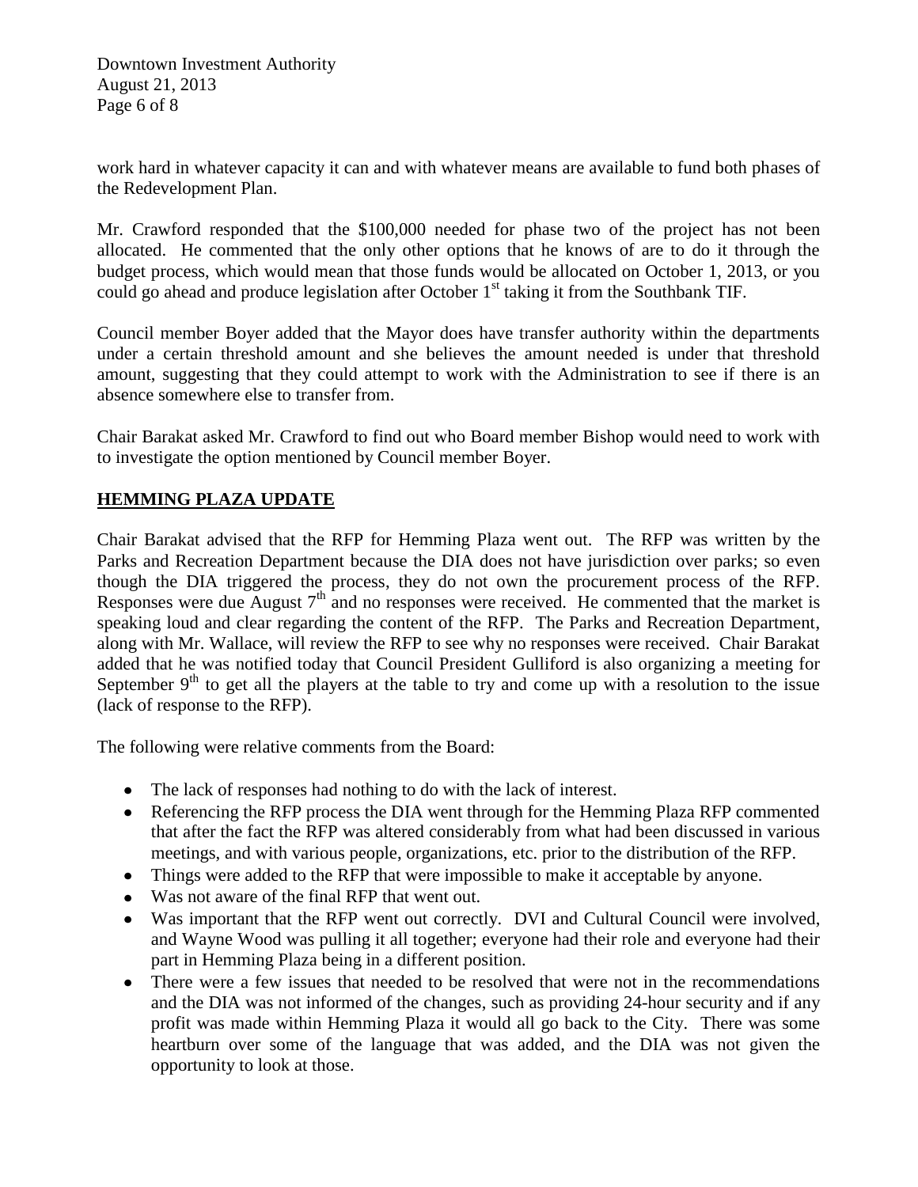work hard in whatever capacity it can and with whatever means are available to fund both phases of the Redevelopment Plan.

Mr. Crawford responded that the $100,000 needed for phase two of the project has not been allocated. He commented that the only other options that he knows of are to do it through the budget process, which would mean that those funds would be allocated on October 1, 2013, or you could go ahead and produce legislation after October 1st taking it from the Southbank TIF.

Council member Boyer added that the Mayor does have transfer authority within the departments under a certain threshold amount and she believes the amount needed is under that threshold amount, suggesting that they could attempt to work with the Administration to see if there is an absence somewhere else to transfer from.

Chair Barakat asked Mr. Crawford to find out who Board member Bishop would need to work with to investigate the option mentioned by Council member Boyer.

## **HEMMING PLAZA UPDATE**

Chair Barakat advised that the RFP for Hemming Plaza went out. The RFP was written by the Parks and Recreation Department because the DIA does not have jurisdiction over parks; so even though the DIA triggered the process, they do not own the procurement process of the RFP. Responses were due August 7th and no responses were received. He commented that the market is speaking loud and clear regarding the content of the RFP. The Parks and Recreation Department, along with Mr. Wallace, will review the RFP to see why no responses were received. Chair Barakat added that he was notified today that Council President Gulliford is also organizing a meeting for September 9th to get all the players at the table to try and come up with a resolution to the issue (lack of response to the RFP).

The following were relative comments from the Board:

- The lack of responses had nothing to do with the lack of interest.
- Referencing the RFP process the DIA went through for the Hemming Plaza RFP commented that after the fact the RFP was altered considerably from what had been discussed in various meetings, and with various people, organizations, etc. prior to the distribution of the RFP.
- Things were added to the RFP that were impossible to make it acceptable by anyone.
- Was not aware of the final RFP that went out.
- Was important that the RFP went out correctly. DVI and Cultural Council were involved, and Wayne Wood was pulling it all together; everyone had their role and everyone had their part in Hemming Plaza being in a different position.
- There were a few issues that needed to be resolved that were not in the recommendations and the DIA was not informed of the changes, such as providing 24-hour security and if any profit was made within Hemming Plaza it would all go back to the City. There was some heartburn over some of the language that was added, and the DIA was not given the opportunity to look at those.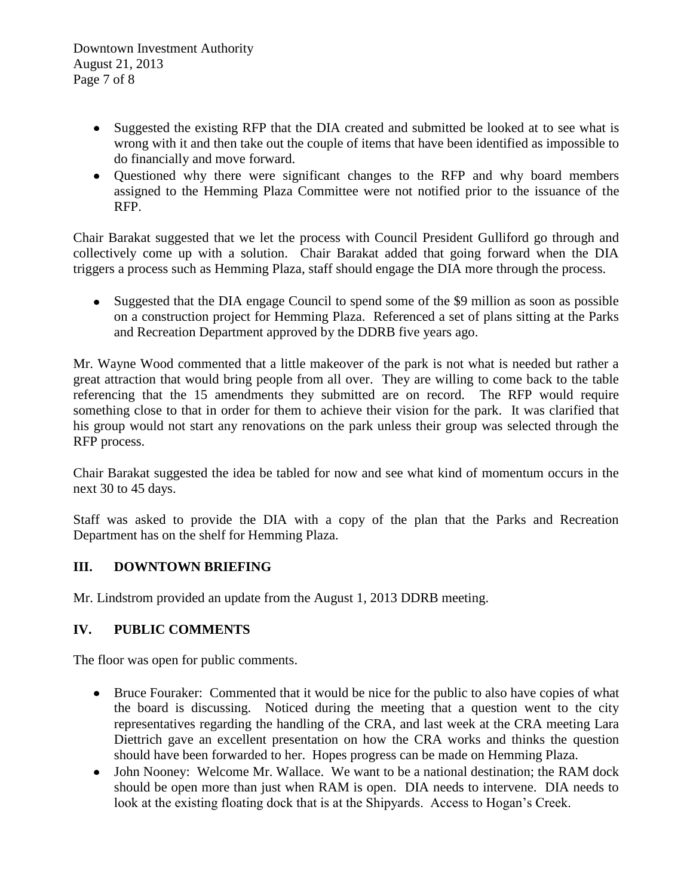- Suggested the existing RFP that the DIA created and submitted be looked at to see what is wrong with it and then take out the couple of items that have been identified as impossible to do financially and move forward.
- Questioned why there were significant changes to the RFP and why board members assigned to the Hemming Plaza Committee were not notified prior to the issuance of the RFP.

Chair Barakat suggested that we let the process with Council President Gulliford go through and collectively come up with a solution. Chair Barakat added that going forward when the DIA triggers a process such as Hemming Plaza, staff should engage the DIA more through the process.

- Suggested that the DIA engage Council to spend some of the $9 million as soon as possible on a construction project for Hemming Plaza. Referenced a set of plans sitting at the Parks and Recreation Department approved by the DDRB five years ago.

Mr. Wayne Wood commented that a little makeover of the park is not what is needed but rather a great attraction that would bring people from all over. They are willing to come back to the table referencing that the 15 amendments they submitted are on record. The RFP would require something close to that in order for them to achieve their vision for the park. It was clarified that his group would not start any renovations on the park unless their group was selected through the RFP process.

Chair Barakat suggested the idea be tabled for now and see what kind of momentum occurs in the next 30 to 45 days.

Staff was asked to provide the DIA with a copy of the plan that the Parks and Recreation Department has on the shelf for Hemming Plaza.

## III. DOWNTOWN BRIEFING

Mr. Lindstrom provided an update from the August 1, 2013 DDRB meeting.

## IV. PUBLIC COMMENTS

The floor was open for public comments.

- Bruce Fouraker: Commented that it would be nice for the public to also have copies of what the board is discussing. Noticed during the meeting that a question went to the city representatives regarding the handling of the CRA, and last week at the CRA meeting Lara Diettrich gave an excellent presentation on how the CRA works and thinks the question should have been forwarded to her. Hopes progress can be made on Hemming Plaza.
- John Nooney: Welcome Mr. Wallace. We want to be a national destination; the RAM dock should be open more than just when RAM is open. DIA needs to intervene. DIA needs to look at the existing floating dock that is at the Shipyards. Access to Hogan's Creek.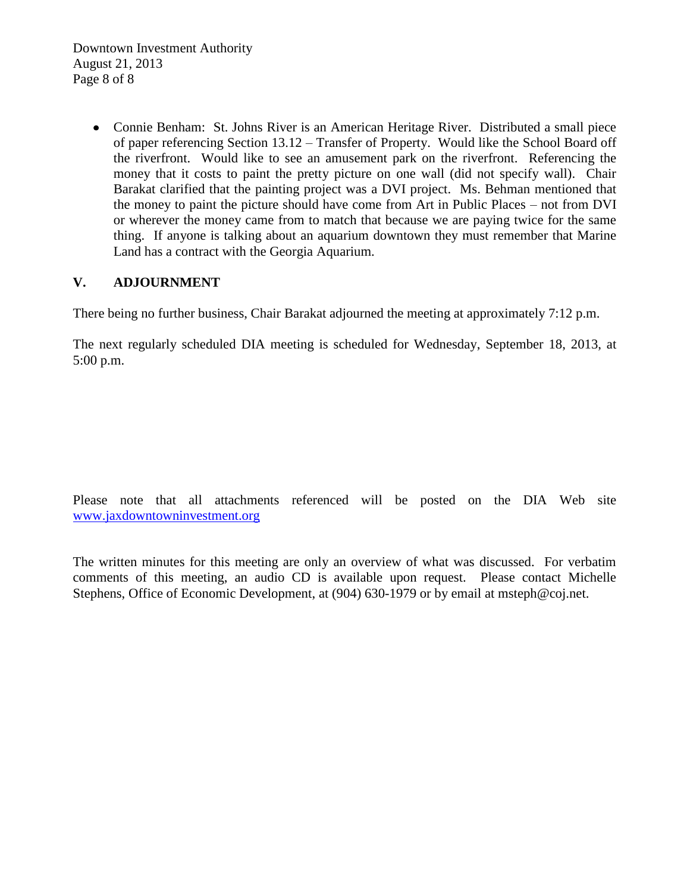- Connie Benham: St. Johns River is an American Heritage River. Distributed a small piece of paper referencing Section 13.12 – Transfer of Property. Would like the School Board off the riverfront. Would like to see an amusement park on the riverfront. Referencing the money that it costs to paint the pretty picture on one wall (did not specify wall). Chair Barakat clarified that the painting project was a DVI project. Ms. Behman mentioned that the money to paint the picture should have come from Art in Public Places – not from DVI or wherever the money came from to match that because we are paying twice for the same thing. If anyone is talking about an aquarium downtown they must remember that Marine Land has a contract with the Georgia Aquarium.

## V. ADJOURNMENT

There being no further business, Chair Barakat adjourned the meeting at approximately 7:12 p.m.

The next regularly scheduled DIA meeting is scheduled for Wednesday, September 18, 2013, at 5:00 p.m.

Please note that all attachments referenced will be posted on the DIA Web site www.jaxdowntowninvestment.org

The written minutes for this meeting are only an overview of what was discussed. For verbatim comments of this meeting, an audio CD is available upon request. Please contact Michelle Stephens, Office of Economic Development, at (904) 630-1979 or by email at msteph@coj.net.